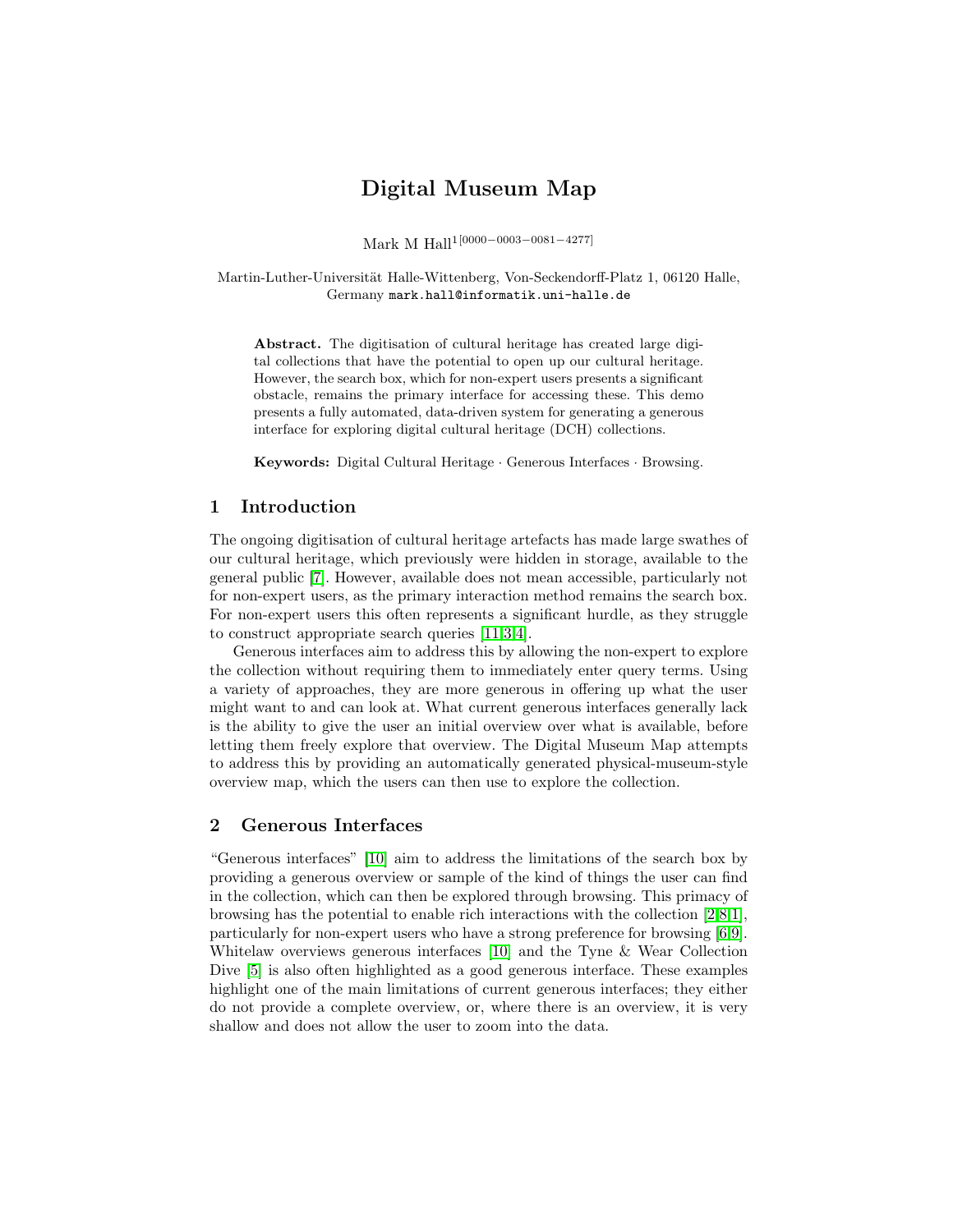#  Digital Museum Map

Mark M Hall[1[0000−0003−0081−4277]]

Martin-Luther-Universität Halle-Wittenberg, Von-Seckendorff-Platz 1, 06120 Halle, Germany mark.hall@informatik.uni-halle.de

**Abstract.** The digitisation of cultural heritage has created large digital collections that have the potential to open up our cultural heritage. However, the search box, which for non-expert users presents a significant obstacle, remains the primary interface for accessing these. This demo presents a fully automated, data-driven system for generating a generous interface for exploring digital cultural heritage (DCH) collections.

**Keywords:** Digital Cultural Heritage · Generous Interfaces · Browsing.

## 1 Introduction

The ongoing digitisation of cultural heritage artefacts has made large swathes of our cultural heritage, which previously were hidden in storage, available to the general public [7]. However, available does not mean accessible, particularly not for non-expert users, as the primary interaction method remains the search box. For non-expert users this often represents a significant hurdle, as they struggle to construct appropriate search queries [11,3,4].

Generous interfaces aim to address this by allowing the non-expert to explore the collection without requiring them to immediately enter query terms. Using a variety of approaches, they are more generous in offering up what the user might want to and can look at. What current generous interfaces generally lack is the ability to give the user an initial overview over what is available, before letting them freely explore that overview. The Digital Museum Map attempts to address this by providing an automatically generated physical-museum-style overview map, which the users can then use to explore the collection.

## 2 Generous Interfaces

"Generous interfaces" [10] aim to address the limitations of the search box by providing a generous overview or sample of the kind of things the user can find in the collection, which can then be explored through browsing. This primacy of browsing has the potential to enable rich interactions with the collection [2,8,1], particularly for non-expert users who have a strong preference for browsing [6,9]. Whitelaw overviews generous interfaces [10] and the Tyne & Wear Collection Dive [5] is also often highlighted as a good generous interface. These examples highlight one of the main limitations of current generous interfaces; they either do not provide a complete overview, or, where there is an overview, it is very shallow and does not allow the user to zoom into the data.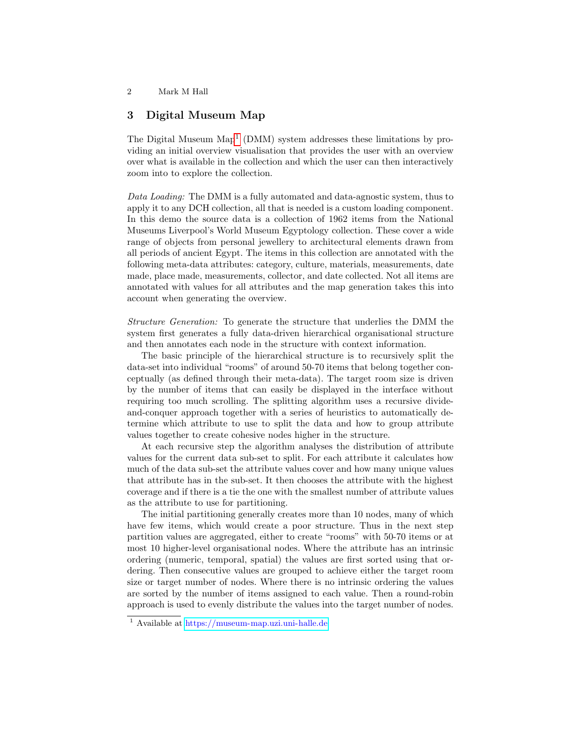## 3 Digital Museum Map

The Digital Museum Map[1] (DMM) system addresses these limitations by providing an initial overview visualisation that provides the user with an overview over what is available in the collection and which the user can then interactively zoom into to explore the collection.

*Data Loading:* The DMM is a fully automated and data-agnostic system, thus to apply it to any DCH collection, all that is needed is a custom loading component. In this demo the source data is a collection of 1962 items from the National Museums Liverpool's World Museum Egyptology collection. These cover a wide range of objects from personal jewellery to architectural elements drawn from all periods of ancient Egypt. The items in this collection are annotated with the following meta-data attributes: category, culture, materials, measurements, date made, place made, measurements, collector, and date collected. Not all items are annotated with values for all attributes and the map generation takes this into account when generating the overview.

*Structure Generation:* To generate the structure that underlies the DMM the system first generates a fully data-driven hierarchical organisational structure and then annotates each node in the structure with context information.

The basic principle of the hierarchical structure is to recursively split the data-set into individual "rooms" of around 50-70 items that belong together conceptually (as defined through their meta-data). The target room size is driven by the number of items that can easily be displayed in the interface without requiring too much scrolling. The splitting algorithm uses a recursive divide-and-conquer approach together with a series of heuristics to automatically determine which attribute to use to split the data and how to group attribute values together to create cohesive nodes higher in the structure.

At each recursive step the algorithm analyses the distribution of attribute values for the current data sub-set to split. For each attribute it calculates how much of the data sub-set the attribute values cover and how many unique values that attribute has in the sub-set. It then chooses the attribute with the highest coverage and if there is a tie the one with the smallest number of attribute values as the attribute to use for partitioning.

The initial partitioning generally creates more than 10 nodes, many of which have few items, which would create a poor structure. Thus in the next step partition values are aggregated, either to create "rooms" with 50-70 items or at most 10 higher-level organisational nodes. Where the attribute has an intrinsic ordering (numeric, temporal, spatial) the values are first sorted using that ordering. Then consecutive values are grouped to achieve either the target room size or target number of nodes. Where there is no intrinsic ordering the values are sorted by the number of items assigned to each value. Then a round-robin approach is used to evenly distribute the values into the target number of nodes.

[1] Available at https://museum-map.uzi.uni-halle.de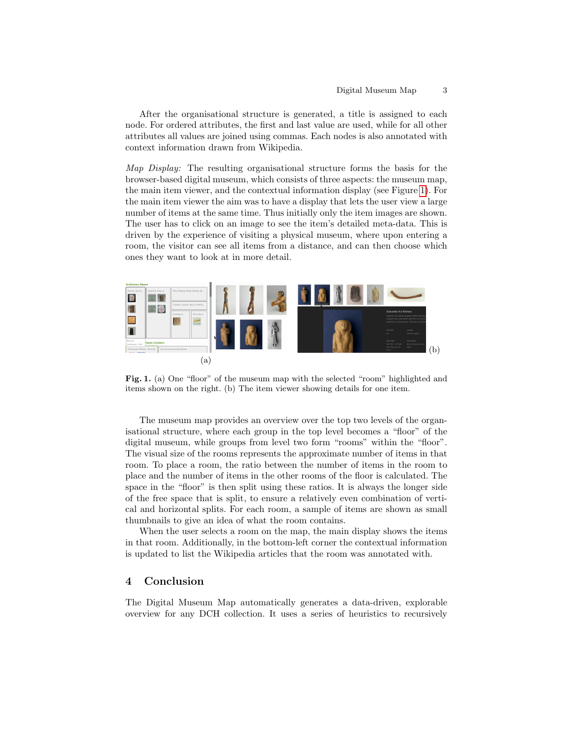After the organisational structure is generated, a title is assigned to each node. For ordered attributes, the first and last value are used, while for all other attributes all values are joined using commas. Each nodes is also annotated with context information drawn from Wikipedia.

*Map Display:* The resulting organisational structure forms the basis for the browser-based digital museum, which consists of three aspects: the museum map, the main item viewer, and the contextual information display (see Figure 1). For the main item viewer the aim was to have a display that lets the user view a large number of items at the same time. Thus initially only the item images are shown. The user has to click on an image to see the item's detailed meta-data. This is driven by the experience of visiting a physical museum, where upon entering a room, the visitor can see all items from a distance, and can then choose which ones they want to look at in more detail.

(a)

(b)

**Fig. 1.** (a) One "floor" of the museum map with the selected "room" highlighted and items shown on the right. (b) The item viewer showing details for one item.

The museum map provides an overview over the top two levels of the organisational structure, where each group in the top level becomes a "floor" of the digital museum, while groups from level two form "rooms" within the "floor". The visual size of the rooms represents the approximate number of items in that room. To place a room, the ratio between the number of items in the room to place and the number of items in the other rooms of the floor is calculated. The space in the "floor" is then split using these ratios. It is always the longer side of the free space that is split, to ensure a relatively even combination of vertical and horizontal splits. For each room, a sample of items are shown as small thumbnails to give an idea of what the room contains.

When the user selects a room on the map, the main display shows the items in that room. Additionally, in the bottom-left corner the contextual information is updated to list the Wikipedia articles that the room was annotated with.

## 4 Conclusion

The Digital Museum Map automatically generates a data-driven, explorable overview for any DCH collection. It uses a series of heuristics to recursively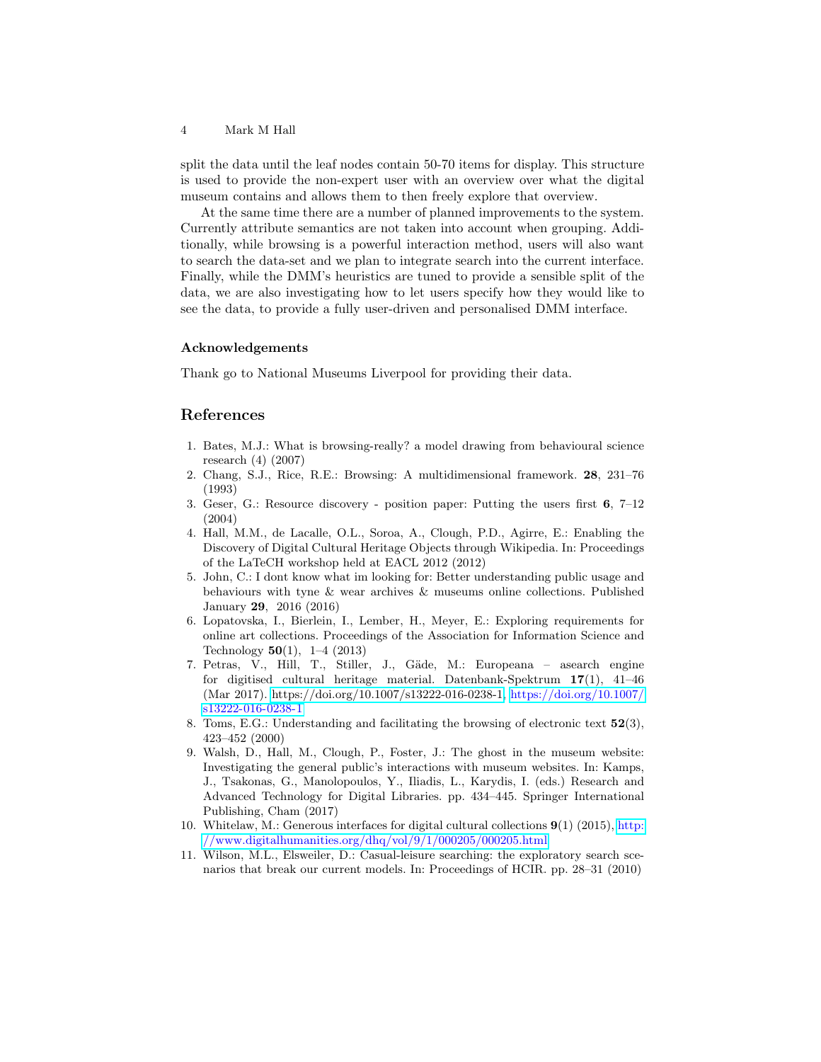split the data until the leaf nodes contain 50-70 items for display. This structure is used to provide the non-expert user with an overview over what the digital museum contains and allows them to then freely explore that overview.

At the same time there are a number of planned improvements to the system. Currently attribute semantics are not taken into account when grouping. Additionally, while browsing is a powerful interaction method, users will also want to search the data-set and we plan to integrate search into the current interface. Finally, while the DMM's heuristics are tuned to provide a sensible split of the data, we are also investigating how to let users specify how they would like to see the data, to provide a fully user-driven and personalised DMM interface.

### Acknowledgements

Thank go to National Museums Liverpool for providing their data.

## References

1. Bates, M.J.: What is browsing-really? a model drawing from behavioural science research (4) (2007)
2. Chang, S.J., Rice, R.E.: Browsing: A multidimensional framework. **28**, 231–76 (1993)
3. Geser, G.: Resource discovery - position paper: Putting the users first **6**, 7–12 (2004)
4. Hall, M.M., de Lacalle, O.L., Soroa, A., Clough, P.D., Agirre, E.: Enabling the Discovery of Digital Cultural Heritage Objects through Wikipedia. In: Proceedings of the LaTeCH workshop held at EACL 2012 (2012)
5. John, C.: I dont know what im looking for: Better understanding public usage and behaviours with tyne & wear archives & museums online collections. Published January **29**, 2016 (2016)
6. Lopatovska, I., Bierlein, I., Lember, H., Meyer, E.: Exploring requirements for online art collections. Proceedings of the Association for Information Science and Technology **50**(1), 1–4 (2013)
7. Petras, V., Hill, T., Stiller, J., Gäde, M.: Europeana – asearch engine for digitised cultural heritage material. Datenbank-Spektrum **17**(1), 41–46 (Mar 2017). https://doi.org/10.1007/s13222-016-0238-1, https://doi.org/10.1007/s13222-016-0238-1
8. Toms, E.G.: Understanding and facilitating the browsing of electronic text **52**(3), 423–452 (2000)
9. Walsh, D., Hall, M., Clough, P., Foster, J.: The ghost in the museum website: Investigating the general public's interactions with museum websites. In: Kamps, J., Tsakonas, G., Manolopoulos, Y., Iliadis, L., Karydis, I. (eds.) Research and Advanced Technology for Digital Libraries. pp. 434–445. Springer International Publishing, Cham (2017)
10. Whitelaw, M.: Generous interfaces for digital cultural collections **9**(1) (2015), http://www.digitalhumanities.org/dhq/vol/9/1/000205/000205.html
11. Wilson, M.L., Elsweiler, D.: Casual-leisure searching: the exploratory search scenarios that break our current models. In: Proceedings of HCIR. pp. 28–31 (2010)